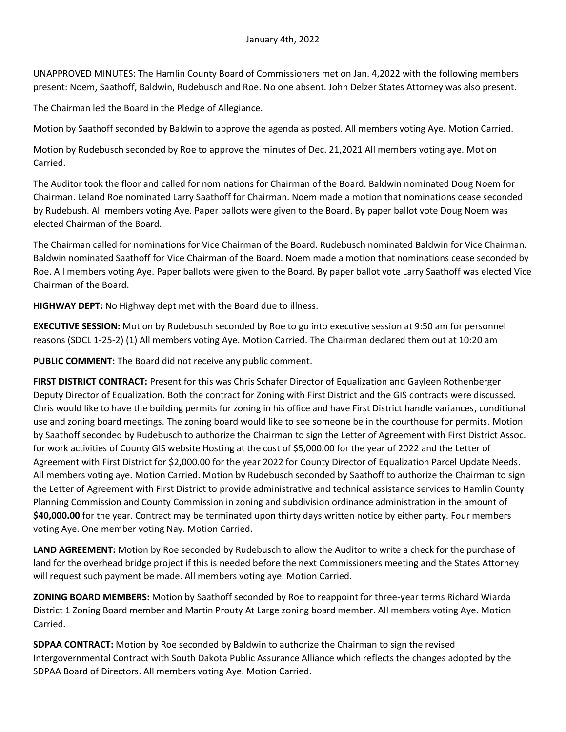January 4th, 2022

UNAPPROVED MINUTES: The Hamlin County Board of Commissioners met on Jan. 4,2022 with the following members present: Noem, Saathoff, Baldwin, Rudebusch and Roe. No one absent. John Delzer States Attorney was also present.

The Chairman led the Board in the Pledge of Allegiance.

Motion by Saathoff seconded by Baldwin to approve the agenda as posted. All members voting Aye. Motion Carried.

Motion by Rudebusch seconded by Roe to approve the minutes of Dec. 21,2021 All members voting aye. Motion Carried.

The Auditor took the floor and called for nominations for Chairman of the Board. Baldwin nominated Doug Noem for Chairman. Leland Roe nominated Larry Saathoff for Chairman. Noem made a motion that nominations cease seconded by Rudebush. All members voting Aye. Paper ballots were given to the Board. By paper ballot vote Doug Noem was elected Chairman of the Board.

The Chairman called for nominations for Vice Chairman of the Board. Rudebusch nominated Baldwin for Vice Chairman. Baldwin nominated Saathoff for Vice Chairman of the Board. Noem made a motion that nominations cease seconded by Roe. All members voting Aye. Paper ballots were given to the Board. By paper ballot vote Larry Saathoff was elected Vice Chairman of the Board.

**HIGHWAY DEPT:** No Highway dept met with the Board due to illness.

**EXECUTIVE SESSION:** Motion by Rudebusch seconded by Roe to go into executive session at 9:50 am for personnel reasons (SDCL 1-25-2) (1) All members voting Aye. Motion Carried. The Chairman declared them out at 10:20 am

**PUBLIC COMMENT:** The Board did not receive any public comment.

**FIRST DISTRICT CONTRACT:** Present for this was Chris Schafer Director of Equalization and Gayleen Rothenberger Deputy Director of Equalization. Both the contract for Zoning with First District and the GIS contracts were discussed. Chris would like to have the building permits for zoning in his office and have First District handle variances, conditional use and zoning board meetings. The zoning board would like to see someone be in the courthouse for permits. Motion by Saathoff seconded by Rudebusch to authorize the Chairman to sign the Letter of Agreement with First District Assoc. for work activities of County GIS website Hosting at the cost of $5,000.00 for the year of 2022 and the Letter of Agreement with First District for $2,000.00 for the year 2022 for County Director of Equalization Parcel Update Needs. All members voting aye. Motion Carried. Motion by Rudebusch seconded by Saathoff to authorize the Chairman to sign the Letter of Agreement with First District to provide administrative and technical assistance services to Hamlin County Planning Commission and County Commission in zoning and subdivision ordinance administration in the amount of **$40,000.00** for the year. Contract may be terminated upon thirty days written notice by either party. Four members voting Aye. One member voting Nay. Motion Carried.

**LAND AGREEMENT:** Motion by Roe seconded by Rudebusch to allow the Auditor to write a check for the purchase of land for the overhead bridge project if this is needed before the next Commissioners meeting and the States Attorney will request such payment be made. All members voting aye. Motion Carried.

**ZONING BOARD MEMBERS:** Motion by Saathoff seconded by Roe to reappoint for three-year terms Richard Wiarda District 1 Zoning Board member and Martin Prouty At Large zoning board member. All members voting Aye. Motion Carried.

**SDPAA CONTRACT:** Motion by Roe seconded by Baldwin to authorize the Chairman to sign the revised Intergovernmental Contract with South Dakota Public Assurance Alliance which reflects the changes adopted by the SDPAA Board of Directors. All members voting Aye. Motion Carried.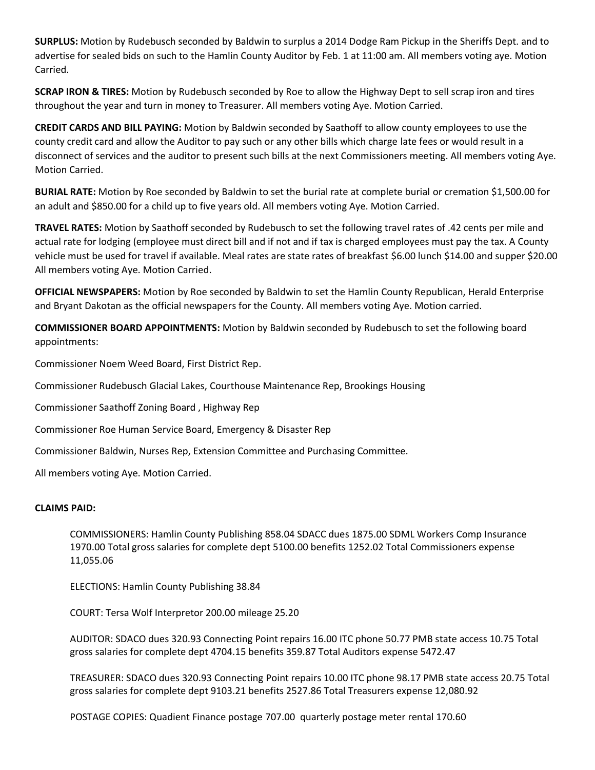**SURPLUS:** Motion by Rudebusch seconded by Baldwin to surplus a 2014 Dodge Ram Pickup in the Sheriffs Dept. and to advertise for sealed bids on such to the Hamlin County Auditor by Feb. 1 at 11:00 am. All members voting aye. Motion Carried.

**SCRAP IRON & TIRES:** Motion by Rudebusch seconded by Roe to allow the Highway Dept to sell scrap iron and tires throughout the year and turn in money to Treasurer. All members voting Aye. Motion Carried.

**CREDIT CARDS AND BILL PAYING:** Motion by Baldwin seconded by Saathoff to allow county employees to use the county credit card and allow the Auditor to pay such or any other bills which charge late fees or would result in a disconnect of services and the auditor to present such bills at the next Commissioners meeting. All members voting Aye. Motion Carried.

**BURIAL RATE:** Motion by Roe seconded by Baldwin to set the burial rate at complete burial or cremation $1,500.00 for an adult and $850.00 for a child up to five years old. All members voting Aye. Motion Carried.

**TRAVEL RATES:** Motion by Saathoff seconded by Rudebusch to set the following travel rates of .42 cents per mile and actual rate for lodging (employee must direct bill and if not and if tax is charged employees must pay the tax. A County vehicle must be used for travel if available. Meal rates are state rates of breakfast $6.00 lunch $14.00 and supper $20.00 All members voting Aye. Motion Carried.

**OFFICIAL NEWSPAPERS:** Motion by Roe seconded by Baldwin to set the Hamlin County Republican, Herald Enterprise and Bryant Dakotan as the official newspapers for the County. All members voting Aye. Motion carried.

**COMMISSIONER BOARD APPOINTMENTS:** Motion by Baldwin seconded by Rudebusch to set the following board appointments:

Commissioner Noem Weed Board, First District Rep.

Commissioner Rudebusch Glacial Lakes, Courthouse Maintenance Rep, Brookings Housing

Commissioner Saathoff Zoning Board , Highway Rep

Commissioner Roe Human Service Board, Emergency & Disaster Rep

Commissioner Baldwin, Nurses Rep, Extension Committee and Purchasing Committee.

All members voting Aye. Motion Carried.

**CLAIMS PAID:**

COMMISSIONERS: Hamlin County Publishing 858.04 SDACC dues 1875.00 SDML Workers Comp Insurance 1970.00 Total gross salaries for complete dept 5100.00 benefits 1252.02 Total Commissioners expense 11,055.06

ELECTIONS: Hamlin County Publishing 38.84

COURT: Tersa Wolf Interpretor 200.00 mileage 25.20

AUDITOR: SDACO dues 320.93 Connecting Point repairs 16.00 ITC phone 50.77 PMB state access 10.75 Total gross salaries for complete dept 4704.15 benefits 359.87 Total Auditors expense 5472.47

TREASURER: SDACO dues 320.93 Connecting Point repairs 10.00 ITC phone 98.17 PMB state access 20.75 Total gross salaries for complete dept 9103.21 benefits 2527.86 Total Treasurers expense 12,080.92

POSTAGE COPIES: Quadient Finance postage 707.00 quarterly postage meter rental 170.60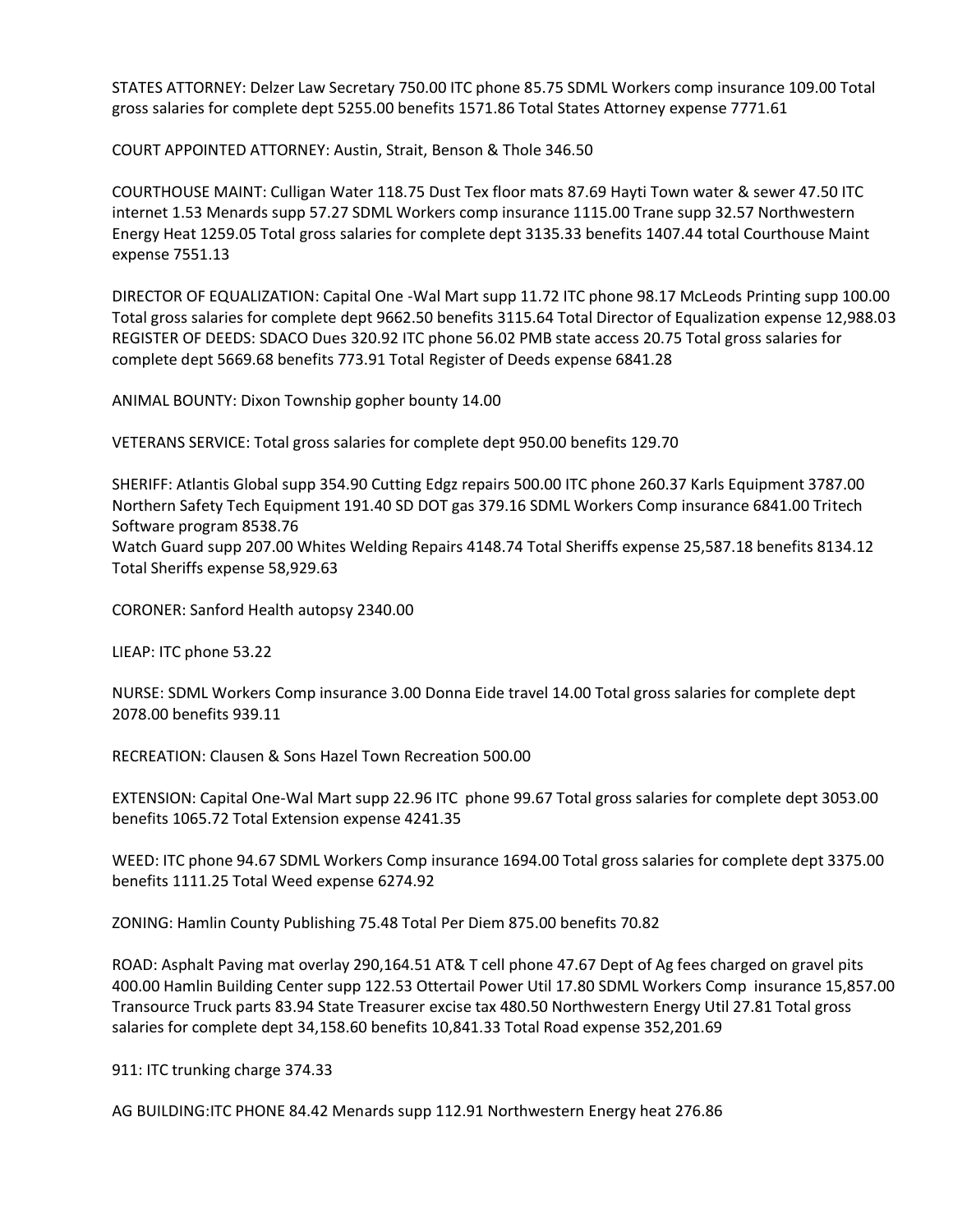STATES ATTORNEY: Delzer Law Secretary 750.00 ITC phone 85.75 SDML Workers comp insurance 109.00 Total gross salaries for complete dept 5255.00 benefits 1571.86 Total States Attorney expense 7771.61

COURT APPOINTED ATTORNEY: Austin, Strait, Benson & Thole 346.50

COURTHOUSE MAINT: Culligan Water 118.75 Dust Tex floor mats 87.69 Hayti Town water & sewer 47.50 ITC internet 1.53 Menards supp 57.27 SDML Workers comp insurance 1115.00 Trane supp 32.57 Northwestern Energy Heat 1259.05 Total gross salaries for complete dept 3135.33 benefits 1407.44 total Courthouse Maint expense 7551.13

DIRECTOR OF EQUALIZATION: Capital One -Wal Mart supp 11.72 ITC phone 98.17 McLeods Printing supp 100.00 Total gross salaries for complete dept 9662.50 benefits 3115.64 Total Director of Equalization expense 12,988.03 REGISTER OF DEEDS: SDACO Dues 320.92 ITC phone 56.02 PMB state access 20.75 Total gross salaries for complete dept 5669.68 benefits 773.91 Total Register of Deeds expense 6841.28

ANIMAL BOUNTY: Dixon Township gopher bounty 14.00

VETERANS SERVICE: Total gross salaries for complete dept 950.00 benefits 129.70

SHERIFF: Atlantis Global supp 354.90 Cutting Edgz repairs 500.00 ITC phone 260.37 Karls Equipment 3787.00 Northern Safety Tech Equipment 191.40 SD DOT gas 379.16 SDML Workers Comp insurance 6841.00 Tritech Software program 8538.76
Watch Guard supp 207.00 Whites Welding Repairs 4148.74 Total Sheriffs expense 25,587.18 benefits 8134.12 Total Sheriffs expense 58,929.63

CORONER: Sanford Health autopsy 2340.00

LIEAP: ITC phone 53.22

NURSE: SDML Workers Comp insurance 3.00 Donna Eide travel 14.00 Total gross salaries for complete dept 2078.00 benefits 939.11

RECREATION: Clausen & Sons Hazel Town Recreation 500.00

EXTENSION: Capital One-Wal Mart supp 22.96 ITC phone 99.67 Total gross salaries for complete dept 3053.00 benefits 1065.72 Total Extension expense 4241.35

WEED: ITC phone 94.67 SDML Workers Comp insurance 1694.00 Total gross salaries for complete dept 3375.00 benefits 1111.25 Total Weed expense 6274.92

ZONING: Hamlin County Publishing 75.48 Total Per Diem 875.00 benefits 70.82

ROAD: Asphalt Paving mat overlay 290,164.51 AT& T cell phone 47.67 Dept of Ag fees charged on gravel pits 400.00 Hamlin Building Center supp 122.53 Ottertail Power Util 17.80 SDML Workers Comp insurance 15,857.00 Transource Truck parts 83.94 State Treasurer excise tax 480.50 Northwestern Energy Util 27.81 Total gross salaries for complete dept 34,158.60 benefits 10,841.33 Total Road expense 352,201.69

911: ITC trunking charge 374.33

AG BUILDING:ITC PHONE 84.42 Menards supp 112.91 Northwestern Energy heat 276.86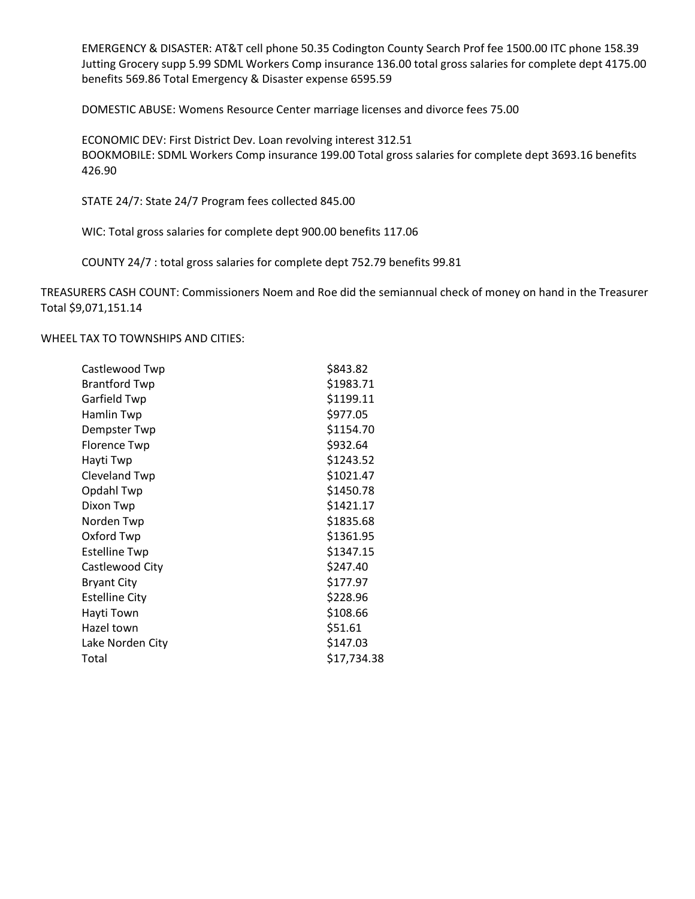EMERGENCY & DISASTER: AT&T cell phone 50.35 Codington County Search Prof fee 1500.00 ITC phone 158.39 Jutting Grocery supp 5.99 SDML Workers Comp insurance 136.00 total gross salaries for complete dept 4175.00 benefits 569.86 Total Emergency & Disaster expense 6595.59

DOMESTIC ABUSE: Womens Resource Center marriage licenses and divorce fees 75.00

ECONOMIC DEV: First District Dev. Loan revolving interest 312.51
BOOKMOBILE: SDML Workers Comp insurance 199.00 Total gross salaries for complete dept 3693.16 benefits 426.90

STATE 24/7: State 24/7 Program fees collected 845.00

WIC: Total gross salaries for complete dept 900.00 benefits 117.06

COUNTY 24/7 : total gross salaries for complete dept 752.79 benefits 99.81

TREASURERS CASH COUNT: Commissioners Noem and Roe did the semiannual check of money on hand in the Treasurer Total $9,071,151.14

WHEEL TAX TO TOWNSHIPS AND CITIES:

| | |
|---|---|
| Castlewood Twp | $843.82 |
| Brantford Twp | $1983.71 |
| Garfield Twp | $1199.11 |
| Hamlin Twp | $977.05 |
| Dempster Twp | $1154.70 |
| Florence Twp | $932.64 |
| Hayti Twp | $1243.52 |
| Cleveland Twp | $1021.47 |
| Opdahl Twp | $1450.78 |
| Dixon Twp | $1421.17 |
| Norden Twp | $1835.68 |
| Oxford Twp | $1361.95 |
| Estelline Twp | $1347.15 |
| Castlewood City | $247.40 |
| Bryant City | $177.97 |
| Estelline City | $228.96 |
| Hayti Town | $108.66 |
| Hazel town | $51.61 |
| Lake Norden City | $147.03 |
| Total | $17,734.38 |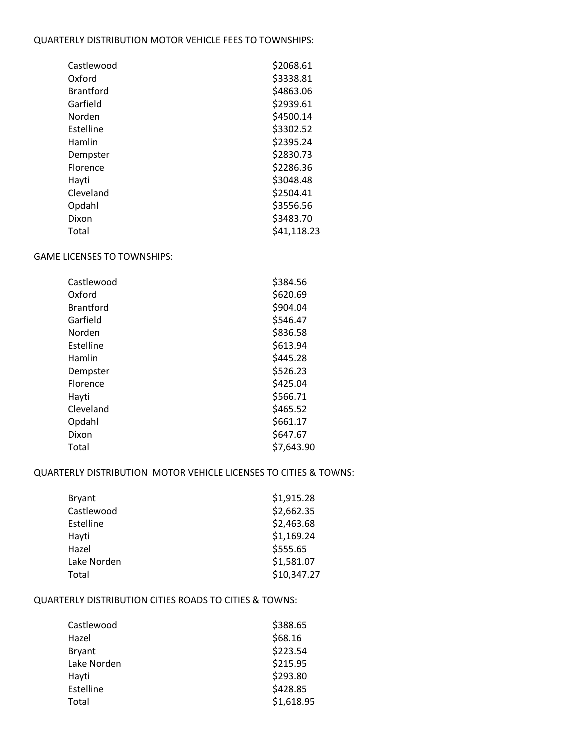QUARTERLY DISTRIBUTION MOTOR VEHICLE FEES TO TOWNSHIPS:

| | |
|---|---|
| Castlewood | $2068.61 |
| Oxford | $3338.81 |
| Brantford | $4863.06 |
| Garfield | $2939.61 |
| Norden | $4500.14 |
| Estelline | $3302.52 |
| Hamlin | $2395.24 |
| Dempster | $2830.73 |
| Florence | $2286.36 |
| Hayti | $3048.48 |
| Cleveland | $2504.41 |
| Opdahl | $3556.56 |
| Dixon | $3483.70 |
| Total | $41,118.23 |

GAME LICENSES TO TOWNSHIPS:

| | |
|---|---|
| Castlewood | $384.56 |
| Oxford | $620.69 |
| Brantford | $904.04 |
| Garfield | $546.47 |
| Norden | $836.58 |
| Estelline | $613.94 |
| Hamlin | $445.28 |
| Dempster | $526.23 |
| Florence | $425.04 |
| Hayti | $566.71 |
| Cleveland | $465.52 |
| Opdahl | $661.17 |
| Dixon | $647.67 |
| Total | $7,643.90 |

QUARTERLY DISTRIBUTION MOTOR VEHICLE LICENSES TO CITIES & TOWNS:

| | |
|---|---|
| Bryant | $1,915.28 |
| Castlewood | $2,662.35 |
| Estelline | $2,463.68 |
| Hayti | $1,169.24 |
| Hazel | $555.65 |
| Lake Norden | $1,581.07 |
| Total | $10,347.27 |

QUARTERLY DISTRIBUTION CITIES ROADS TO CITIES & TOWNS:

| | |
|---|---|
| Castlewood | $388.65 |
| Hazel | $68.16 |
| Bryant | $223.54 |
| Lake Norden | $215.95 |
| Hayti | $293.80 |
| Estelline | $428.85 |
| Total | $1,618.95 |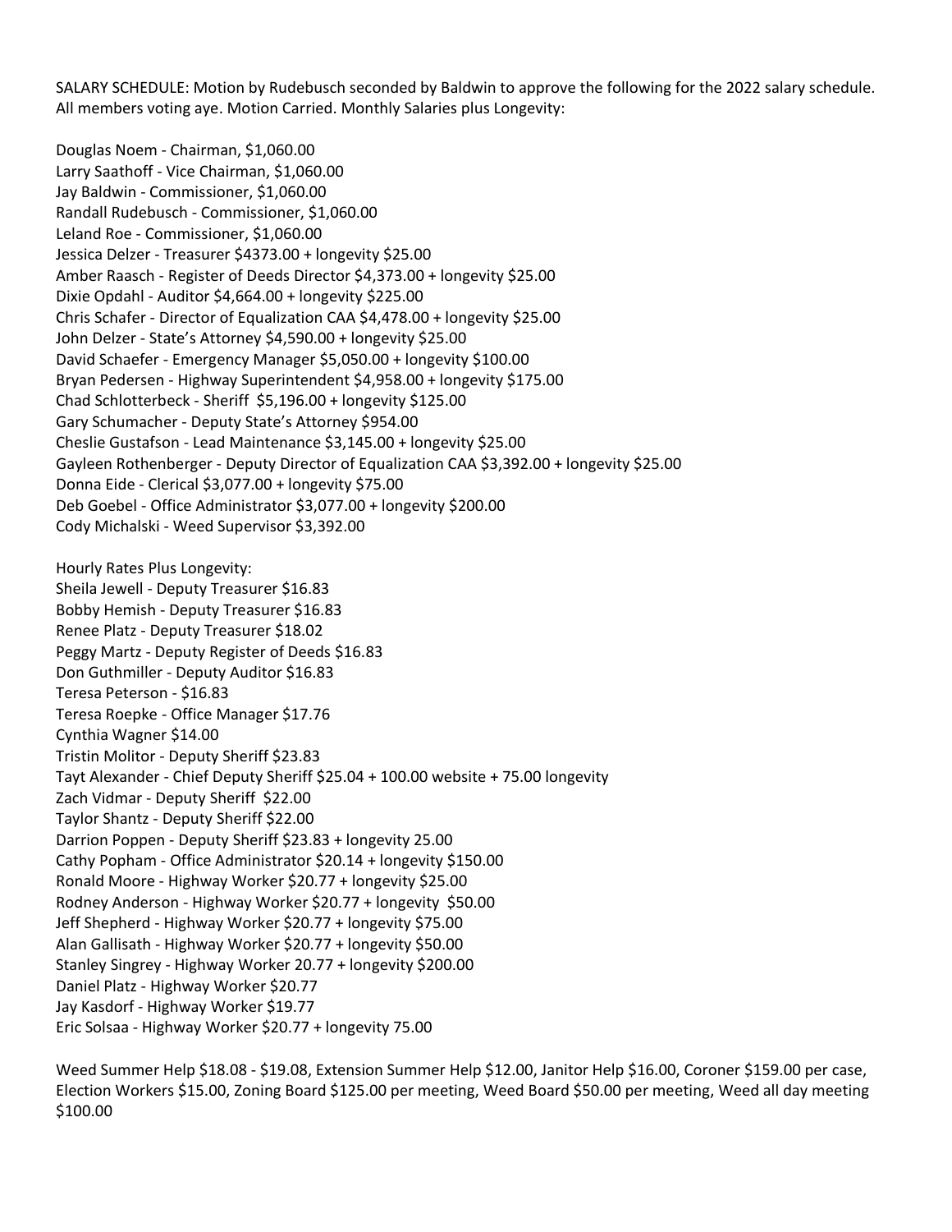SALARY SCHEDULE: Motion by Rudebusch seconded by Baldwin to approve the following for the 2022 salary schedule. All members voting aye. Motion Carried. Monthly Salaries plus Longevity:

Douglas Noem - Chairman, $1,060.00
Larry Saathoff - Vice Chairman, $1,060.00
Jay Baldwin - Commissioner, $1,060.00
Randall Rudebusch - Commissioner, $1,060.00
Leland Roe - Commissioner, $1,060.00
Jessica Delzer - Treasurer $4373.00 + longevity $25.00
Amber Raasch - Register of Deeds Director $4,373.00 + longevity $25.00
Dixie Opdahl - Auditor $4,664.00 + longevity $225.00
Chris Schafer - Director of Equalization CAA $4,478.00 + longevity $25.00
John Delzer - State's Attorney $4,590.00 + longevity $25.00
David Schaefer - Emergency Manager $5,050.00 + longevity $100.00
Bryan Pedersen - Highway Superintendent $4,958.00 + longevity $175.00
Chad Schlotterbeck - Sheriff $5,196.00 + longevity $125.00
Gary Schumacher - Deputy State's Attorney $954.00
Cheslie Gustafson - Lead Maintenance $3,145.00 + longevity $25.00
Gayleen Rothenberger - Deputy Director of Equalization CAA $3,392.00 + longevity $25.00
Donna Eide - Clerical $3,077.00 + longevity $75.00
Deb Goebel - Office Administrator $3,077.00 + longevity $200.00
Cody Michalski - Weed Supervisor $3,392.00

Hourly Rates Plus Longevity:
Sheila Jewell - Deputy Treasurer $16.83
Bobby Hemish - Deputy Treasurer $16.83
Renee Platz - Deputy Treasurer $18.02
Peggy Martz - Deputy Register of Deeds $16.83
Don Guthmiller - Deputy Auditor $16.83
Teresa Peterson - $16.83
Teresa Roepke - Office Manager $17.76
Cynthia Wagner $14.00
Tristin Molitor - Deputy Sheriff $23.83
Tayt Alexander - Chief Deputy Sheriff $25.04 + 100.00 website + 75.00 longevity
Zach Vidmar - Deputy Sheriff $22.00
Taylor Shantz - Deputy Sheriff $22.00
Darrion Poppen - Deputy Sheriff $23.83 + longevity 25.00
Cathy Popham - Office Administrator $20.14 + longevity $150.00
Ronald Moore - Highway Worker $20.77 + longevity $25.00
Rodney Anderson - Highway Worker $20.77 + longevity $50.00
Jeff Shepherd - Highway Worker $20.77 + longevity $75.00
Alan Gallisath - Highway Worker $20.77 + longevity $50.00
Stanley Singrey - Highway Worker 20.77 + longevity $200.00
Daniel Platz - Highway Worker $20.77
Jay Kasdorf - Highway Worker $19.77
Eric Solsaa - Highway Worker $20.77 + longevity 75.00

Weed Summer Help $18.08 - $19.08, Extension Summer Help $12.00, Janitor Help $16.00, Coroner $159.00 per case, Election Workers $15.00, Zoning Board $125.00 per meeting, Weed Board $50.00 per meeting, Weed all day meeting $100.00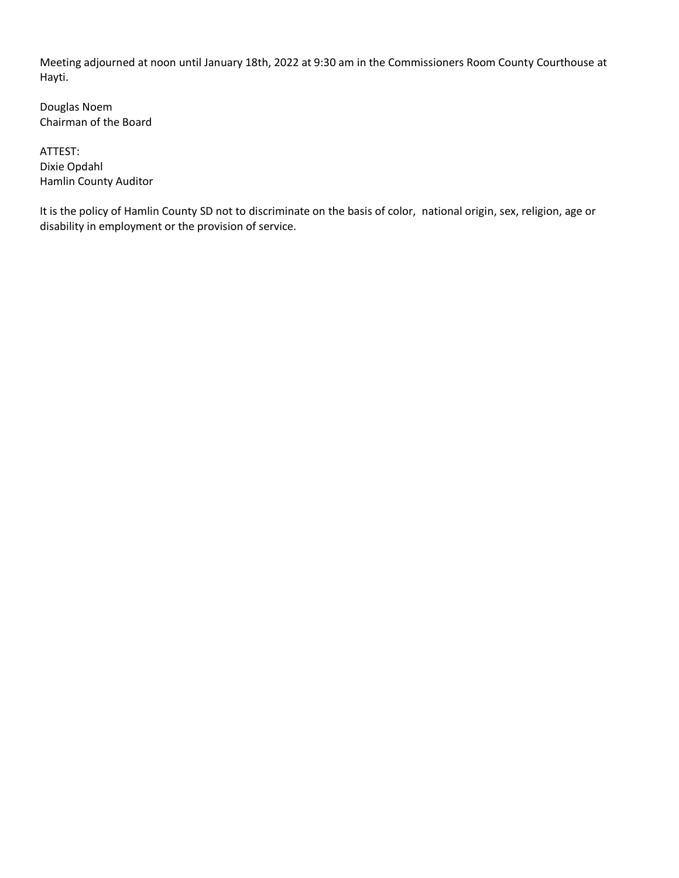Meeting adjourned at noon until January 18th, 2022 at 9:30 am in the Commissioners Room County Courthouse at Hayti.

Douglas Noem
Chairman of the Board

ATTEST:
Dixie Opdahl
Hamlin County Auditor

It is the policy of Hamlin County SD not to discriminate on the basis of color, national origin, sex, religion, age or disability in employment or the provision of service.